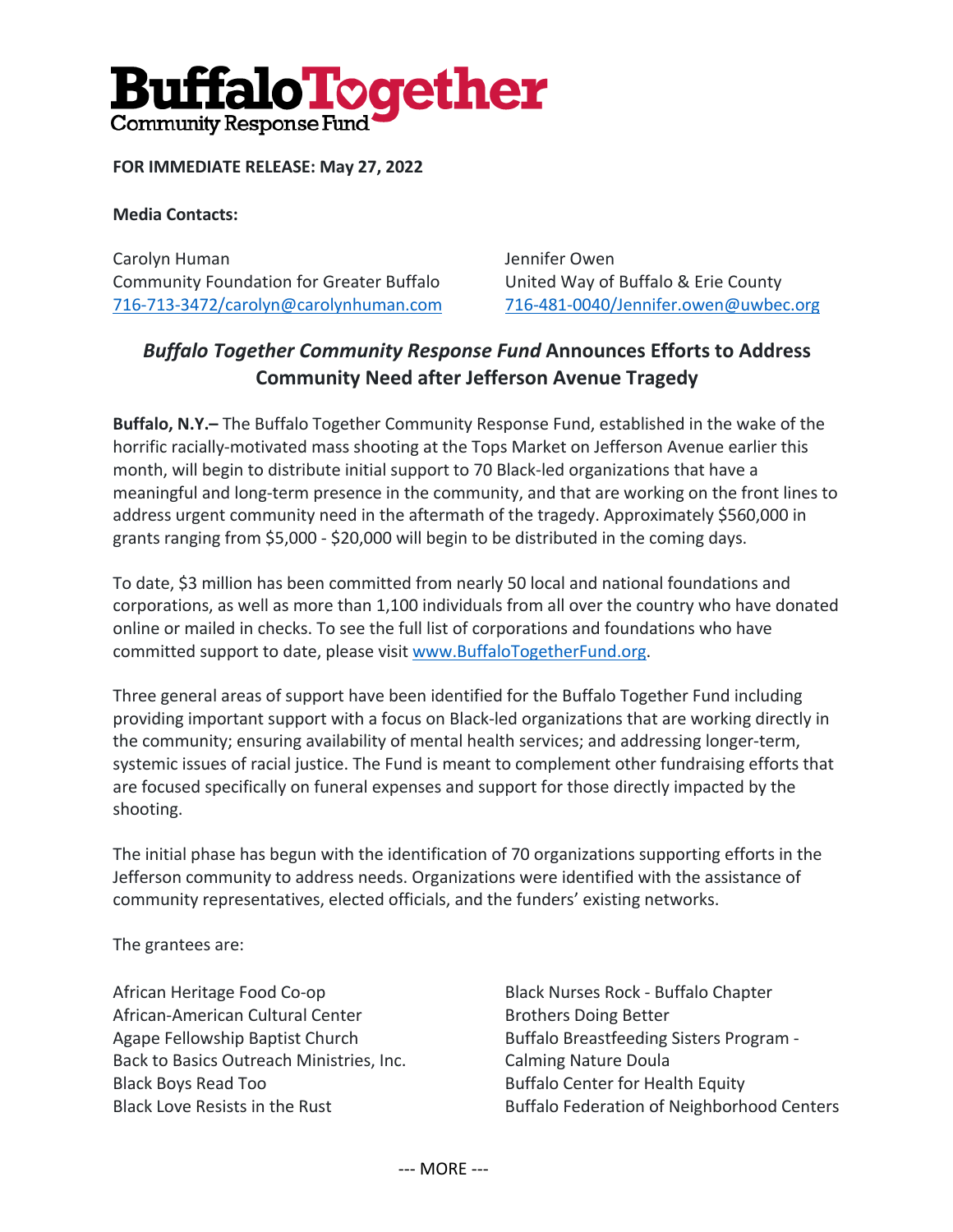# BuffaloTogether
Community Response Fund

**FOR IMMEDIATE RELEASE: May 27, 2022**

**Media Contacts:**

Carolyn Human
Community Foundation for Greater Buffalo
716-713-3472/carolyn@carolynhuman.com

Jennifer Owen
United Way of Buffalo & Erie County
716-481-0040/Jennifer.owen@uwbec.org

## *Buffalo Together Community Response Fund* Announces Efforts to Address Community Need after Jefferson Avenue Tragedy

**Buffalo, N.Y.–** The Buffalo Together Community Response Fund, established in the wake of the horrific racially-motivated mass shooting at the Tops Market on Jefferson Avenue earlier this month, will begin to distribute initial support to 70 Black-led organizations that have a meaningful and long-term presence in the community, and that are working on the front lines to address urgent community need in the aftermath of the tragedy. Approximately $560,000 in grants ranging from $5,000 - $20,000 will begin to be distributed in the coming days.

To date, $3 million has been committed from nearly 50 local and national foundations and corporations, as well as more than 1,100 individuals from all over the country who have donated online or mailed in checks. To see the full list of corporations and foundations who have committed support to date, please visit www.BuffaloTogetherFund.org.

Three general areas of support have been identified for the Buffalo Together Fund including providing important support with a focus on Black-led organizations that are working directly in the community; ensuring availability of mental health services; and addressing longer-term, systemic issues of racial justice. The Fund is meant to complement other fundraising efforts that are focused specifically on funeral expenses and support for those directly impacted by the shooting.

The initial phase has begun with the identification of 70 organizations supporting efforts in the Jefferson community to address needs. Organizations were identified with the assistance of community representatives, elected officials, and the funders' existing networks.

The grantees are:

African Heritage Food Co-op
African-American Cultural Center
Agape Fellowship Baptist Church
Back to Basics Outreach Ministries, Inc.
Black Boys Read Too
Black Love Resists in the Rust
Black Nurses Rock - Buffalo Chapter
Brothers Doing Better
Buffalo Breastfeeding Sisters Program - Calming Nature Doula
Buffalo Center for Health Equity
Buffalo Federation of Neighborhood Centers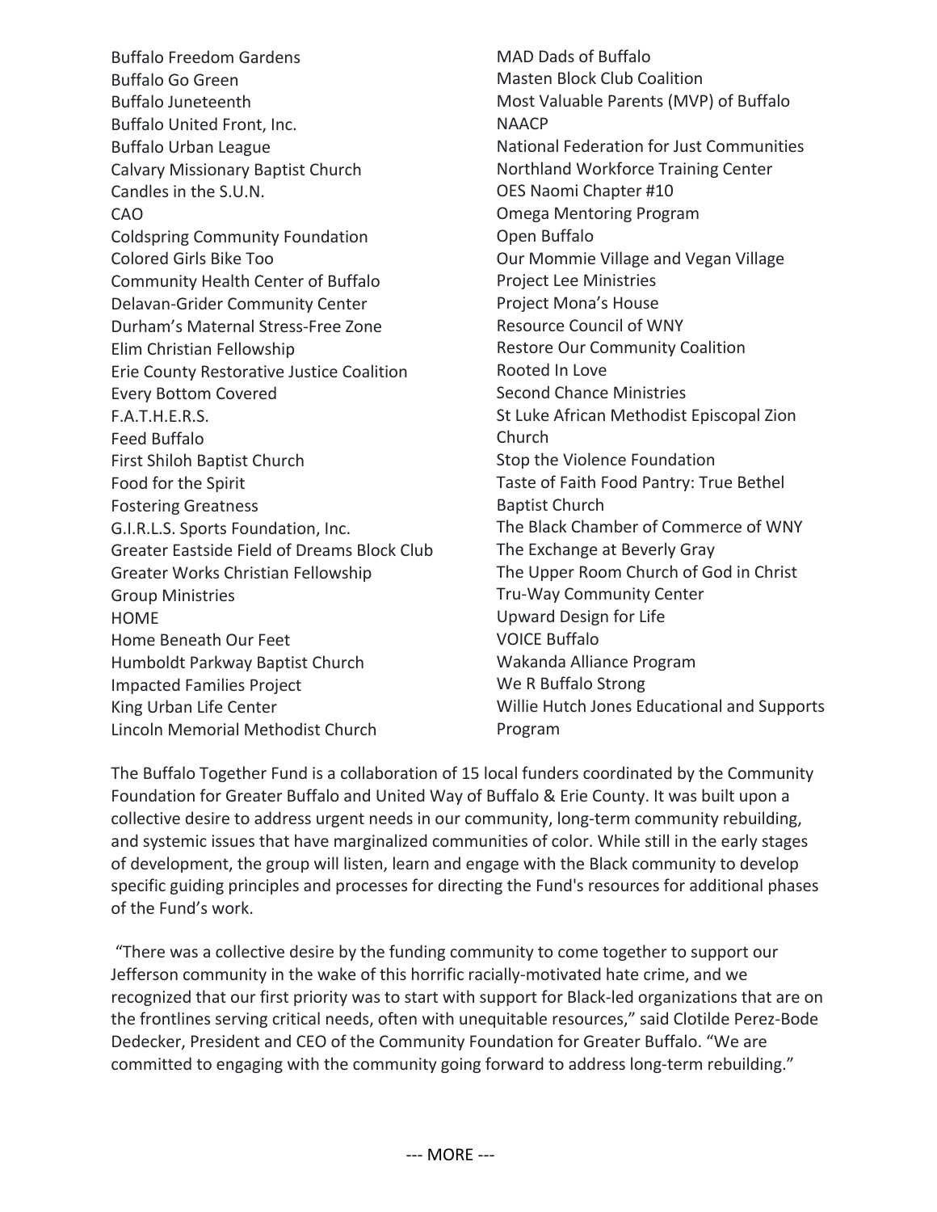Buffalo Freedom Gardens
Buffalo Go Green
Buffalo Juneteenth
Buffalo United Front, Inc.
Buffalo Urban League
Calvary Missionary Baptist Church
Candles in the S.U.N.
CAO
Coldspring Community Foundation
Colored Girls Bike Too
Community Health Center of Buffalo
Delavan-Grider Community Center
Durham's Maternal Stress-Free Zone
Elim Christian Fellowship
Erie County Restorative Justice Coalition
Every Bottom Covered
F.A.T.H.E.R.S.
Feed Buffalo
First Shiloh Baptist Church
Food for the Spirit
Fostering Greatness
G.I.R.L.S. Sports Foundation, Inc.
Greater Eastside Field of Dreams Block Club
Greater Works Christian Fellowship
Group Ministries
HOME
Home Beneath Our Feet
Humboldt Parkway Baptist Church
Impacted Families Project
King Urban Life Center
Lincoln Memorial Methodist Church
MAD Dads of Buffalo
Masten Block Club Coalition
Most Valuable Parents (MVP) of Buffalo
NAACP
National Federation for Just Communities
Northland Workforce Training Center
OES Naomi Chapter #10
Omega Mentoring Program
Open Buffalo
Our Mommie Village and Vegan Village
Project Lee Ministries
Project Mona's House
Resource Council of WNY
Restore Our Community Coalition
Rooted In Love
Second Chance Ministries
St Luke African Methodist Episcopal Zion Church
Stop the Violence Foundation
Taste of Faith Food Pantry: True Bethel Baptist Church
The Black Chamber of Commerce of WNY
The Exchange at Beverly Gray
The Upper Room Church of God in Christ
Tru-Way Community Center
Upward Design for Life
VOICE Buffalo
Wakanda Alliance Program
We R Buffalo Strong
Willie Hutch Jones Educational and Supports Program

The Buffalo Together Fund is a collaboration of 15 local funders coordinated by the Community Foundation for Greater Buffalo and United Way of Buffalo & Erie County. It was built upon a collective desire to address urgent needs in our community, long-term community rebuilding, and systemic issues that have marginalized communities of color. While still in the early stages of development, the group will listen, learn and engage with the Black community to develop specific guiding principles and processes for directing the Fund's resources for additional phases of the Fund's work.

"There was a collective desire by the funding community to come together to support our Jefferson community in the wake of this horrific racially-motivated hate crime, and we recognized that our first priority was to start with support for Black-led organizations that are on the frontlines serving critical needs, often with unequitable resources," said Clotilde Perez-Bode Dedecker, President and CEO of the Community Foundation for Greater Buffalo. "We are committed to engaging with the community going forward to address long-term rebuilding."

--- MORE ---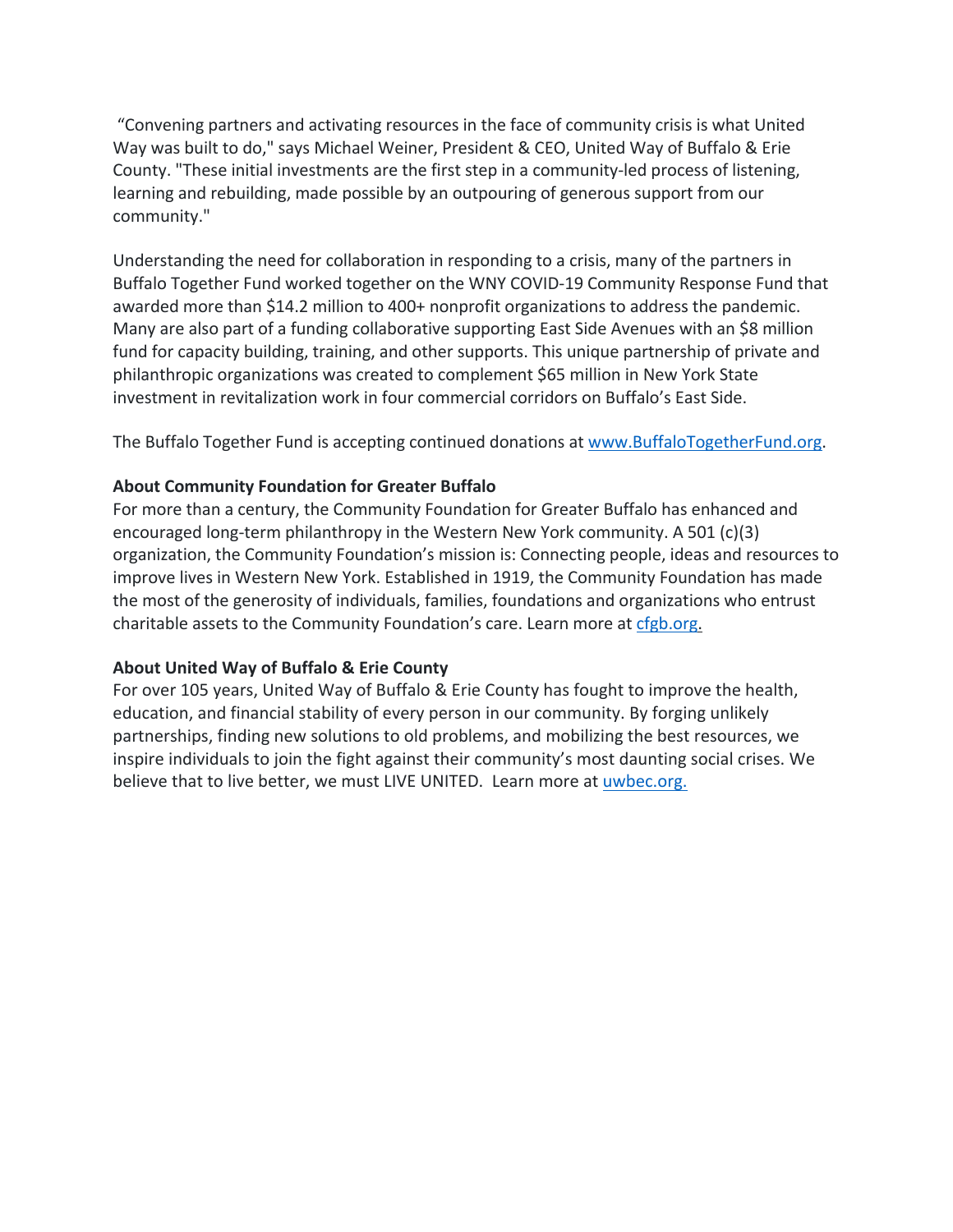"Convening partners and activating resources in the face of community crisis is what United Way was built to do," says Michael Weiner, President & CEO, United Way of Buffalo & Erie County. "These initial investments are the first step in a community-led process of listening, learning and rebuilding, made possible by an outpouring of generous support from our community."

Understanding the need for collaboration in responding to a crisis, many of the partners in Buffalo Together Fund worked together on the WNY COVID-19 Community Response Fund that awarded more than $14.2 million to 400+ nonprofit organizations to address the pandemic. Many are also part of a funding collaborative supporting East Side Avenues with an $8 million fund for capacity building, training, and other supports. This unique partnership of private and philanthropic organizations was created to complement $65 million in New York State investment in revitalization work in four commercial corridors on Buffalo's East Side.

The Buffalo Together Fund is accepting continued donations at www.BuffaloTogetherFund.org.

**About Community Foundation for Greater Buffalo**
For more than a century, the Community Foundation for Greater Buffalo has enhanced and encouraged long-term philanthropy in the Western New York community. A 501 (c)(3) organization, the Community Foundation's mission is: Connecting people, ideas and resources to improve lives in Western New York. Established in 1919, the Community Foundation has made the most of the generosity of individuals, families, foundations and organizations who entrust charitable assets to the Community Foundation's care. Learn more at cfgb.org.

**About United Way of Buffalo & Erie County**
For over 105 years, United Way of Buffalo & Erie County has fought to improve the health, education, and financial stability of every person in our community. By forging unlikely partnerships, finding new solutions to old problems, and mobilizing the best resources, we inspire individuals to join the fight against their community's most daunting social crises. We believe that to live better, we must LIVE UNITED. Learn more at uwbec.org.